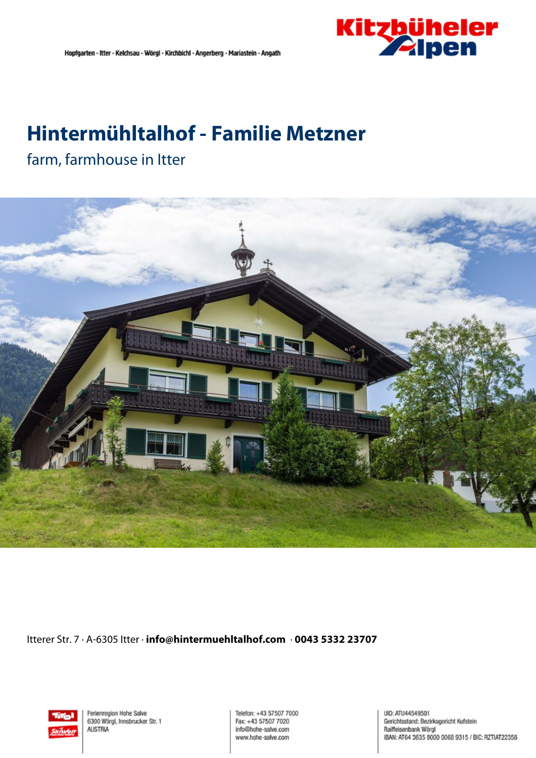Hopfgarten - Itter - Kelchsau - Wörgl - Kirchbichl - Angerberg - Mariastein - Angath

# Hintermühltalhof - Familie Metzner

## farm, farmhouse in Itter

Itterer Str. 7 · A-6305 Itter · **info@hintermuehltalhof.com** · **0043 5332 23707**

Ferienregion Hohe Salve
6300 Wörgl, Innsbrucker Str. 1
AUSTRIA

Telefon: +43 57507 7000
Fax: +43 57507 7020
info@hohe-salve.com
www.hohe-salve.com

UID: ATU44549501
Gerichtsstand: Bezirksgericht Kufstein
Raiffeisenbank Wörgl
IBAN: AT64 3635 8000 0068 9315 / BIC: RZTIAT22358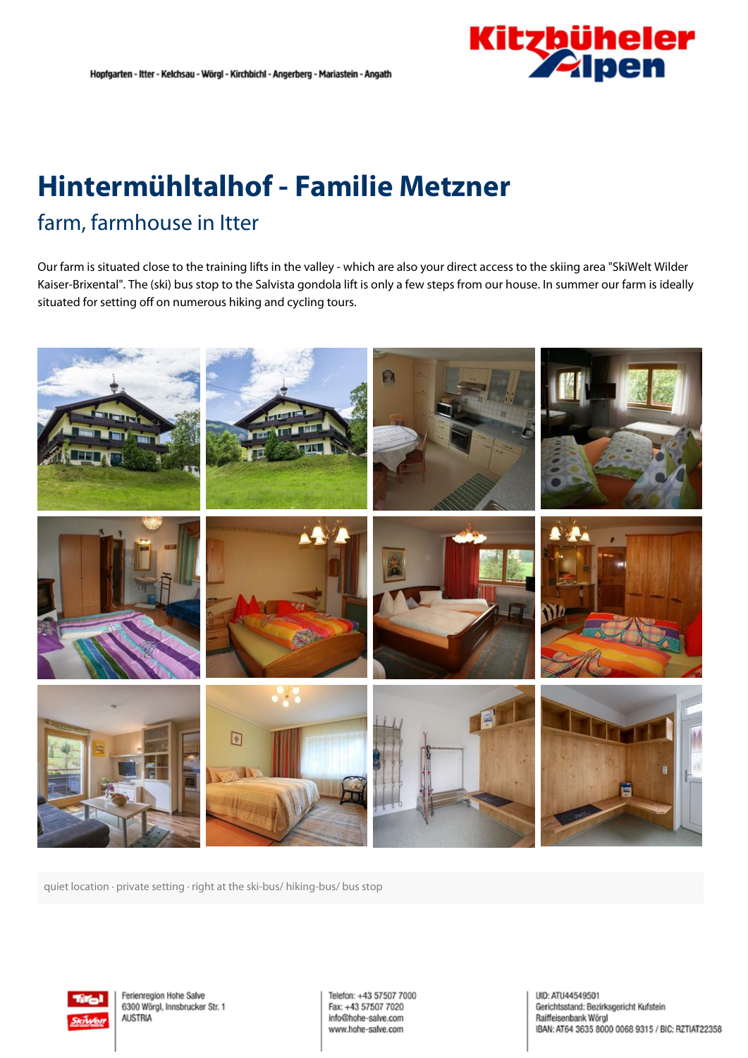# Hintermühltalhof - Familie Metzner

## farm, farmhouse in Itter

Our farm is situated close to the training lifts in the valley - which are also your direct access to the skiing area "SkiWelt Wilder Kaiser-Brixental". The (ski) bus stop to the Salvista gondola lift is only a few steps from our house. In summer our farm is ideally situated for setting off on numerous hiking and cycling tours.

quiet location · private setting · right at the ski-bus/ hiking-bus/ bus stop

Ferienregion Hohe Salve
6300 Wörgl, Innsbrucker Str. 1
AUSTRIA

Telefon: +43 57507 7000
Fax: +43 57507 7020
info@hohe-salve.com
www.hohe-salve.com

UID: ATU44549501
Gerichtsstand: Bezirksgericht Kufstein
Raiffeisenbank Wörgl
IBAN: AT64 3635 8000 0068 9315 / BIC: RZTIAT22358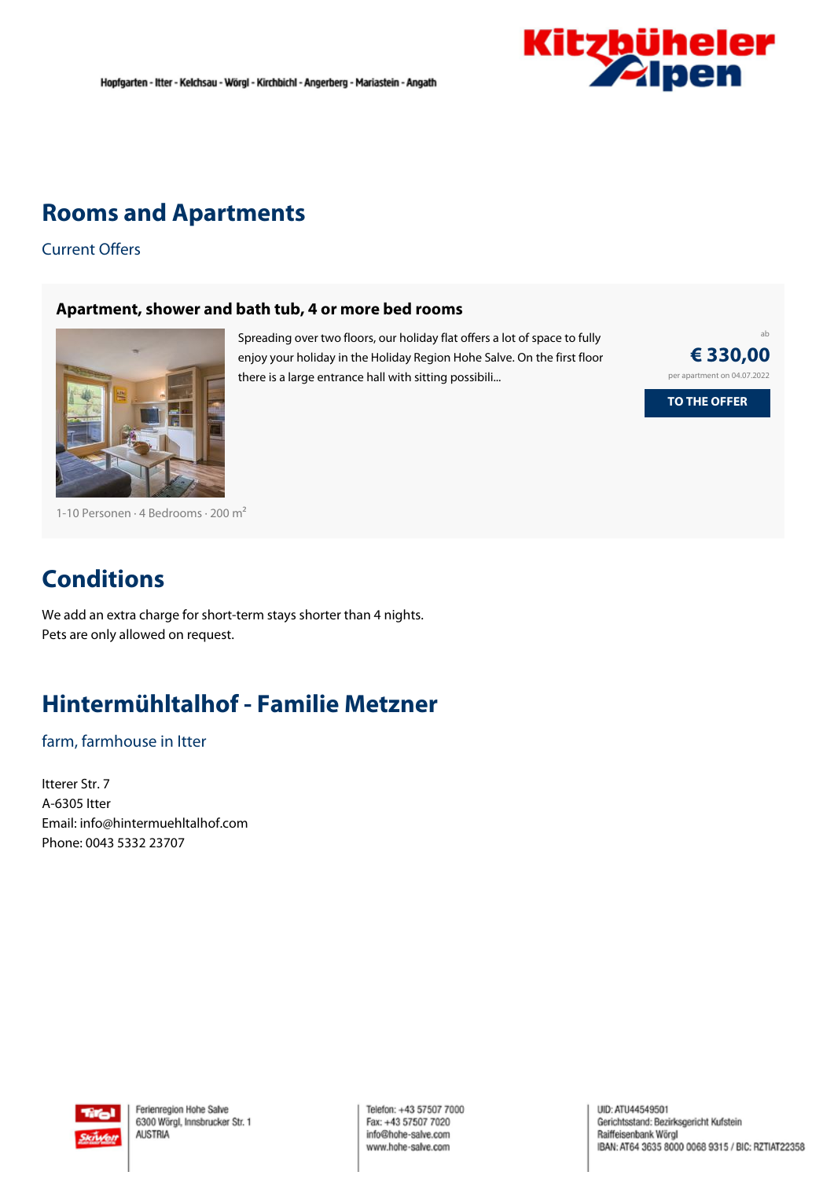## Rooms and Apartments

Current Offers

### Apartment, shower and bath tub, 4 or more bed rooms

Spreading over two floors, our holiday flat offers a lot of space to fully enjoy your holiday in the Holiday Region Hohe Salve. On the first floor there is a large entrance hall with sitting possibili...

ab

**€ 330,00**

per apartment on 04.07.2022

**TO THE OFFER**

1-10 Personen · 4 Bedrooms · 200 m²

## Conditions

We add an extra charge for short-term stays shorter than 4 nights.
Pets are only allowed on request.

## Hintermühltalhof - Familie Metzner

farm, farmhouse in Itter

Itterer Str. 7
A-6305 Itter
Email: info@hintermuehltalhof.com
Phone: 0043 5332 23707